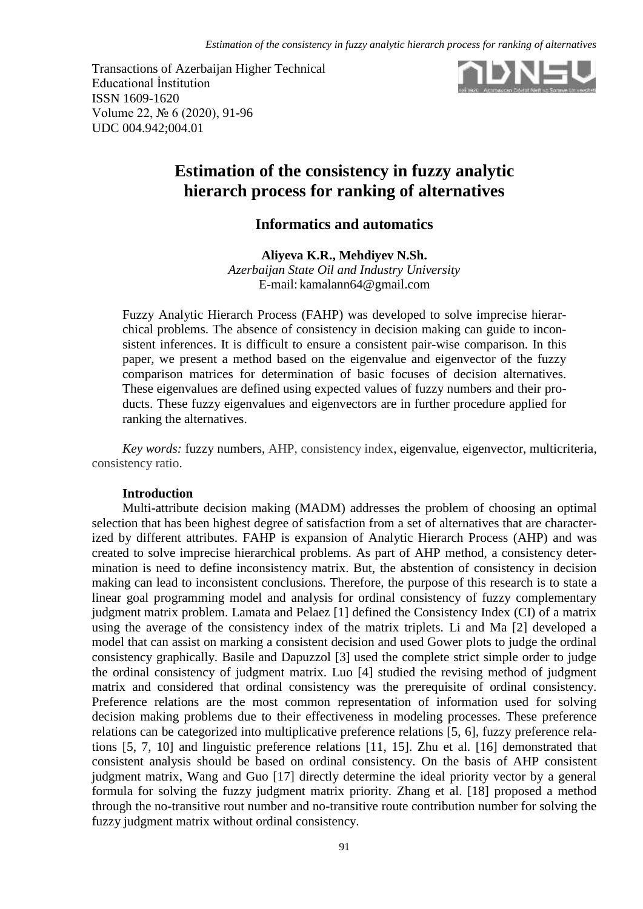Transactions of Azerbaijan Higher Technical Educational İnstitution
ISSN 1609-1620
Volume 22, № 6 (2020), 91-96
UDC 004.942;004.01

# Estimation of the consistency in fuzzy analytic hierarch process for ranking of alternatives

## Informatics and automatics

**Aliyeva K.R., Mehdiyev N.Sh.**
*Azerbaijan State Oil and Industry University*
E-mail: kamalann64@gmail.com

Fuzzy Analytic Hierarch Process (FAHP) was developed to solve imprecise hierarchical problems. The absence of consistency in decision making can guide to inconsistent inferences. It is difficult to ensure a consistent pair-wise comparison. In this paper, we present a method based on the eigenvalue and eigenvector of the fuzzy comparison matrices for determination of basic focuses of decision alternatives. These eigenvalues are defined using expected values of fuzzy numbers and their products. These fuzzy eigenvalues and eigenvectors are in further procedure applied for ranking the alternatives.

*Key words:* fuzzy numbers, AHP, consistency index, eigenvalue, eigenvector, multicriteria, consistency ratio.

### Introduction

Multi-attribute decision making (MADM) addresses the problem of choosing an optimal selection that has been highest degree of satisfaction from a set of alternatives that are characterized by different attributes. FAHP is expansion of Analytic Hierarch Process (AHP) and was created to solve imprecise hierarchical problems. As part of AHP method, a consistency determination is need to define inconsistency matrix. But, the abstention of consistency in decision making can lead to inconsistent conclusions. Therefore, the purpose of this research is to state a linear goal programming model and analysis for ordinal consistency of fuzzy complementary judgment matrix problem. Lamata and Pelaez [1] defined the Consistency Index (CI) of a matrix using the average of the consistency index of the matrix triplets. Li and Ma [2] developed a model that can assist on marking a consistent decision and used Gower plots to judge the ordinal consistency graphically. Basile and Dapuzzol [3] used the complete strict simple order to judge the ordinal consistency of judgment matrix. Luo [4] studied the revising method of judgment matrix and considered that ordinal consistency was the prerequisite of ordinal consistency. Preference relations are the most common representation of information used for solving decision making problems due to their effectiveness in modeling processes. These preference relations can be categorized into multiplicative preference relations [5, 6], fuzzy preference relations [5, 7, 10] and linguistic preference relations [11, 15]. Zhu et al. [16] demonstrated that consistent analysis should be based on ordinal consistency. On the basis of AHP consistent judgment matrix, Wang and Guo [17] directly determine the ideal priority vector by a general formula for solving the fuzzy judgment matrix priority. Zhang et al. [18] proposed a method through the no-transitive rout number and no-transitive route contribution number for solving the fuzzy judgment matrix without ordinal consistency.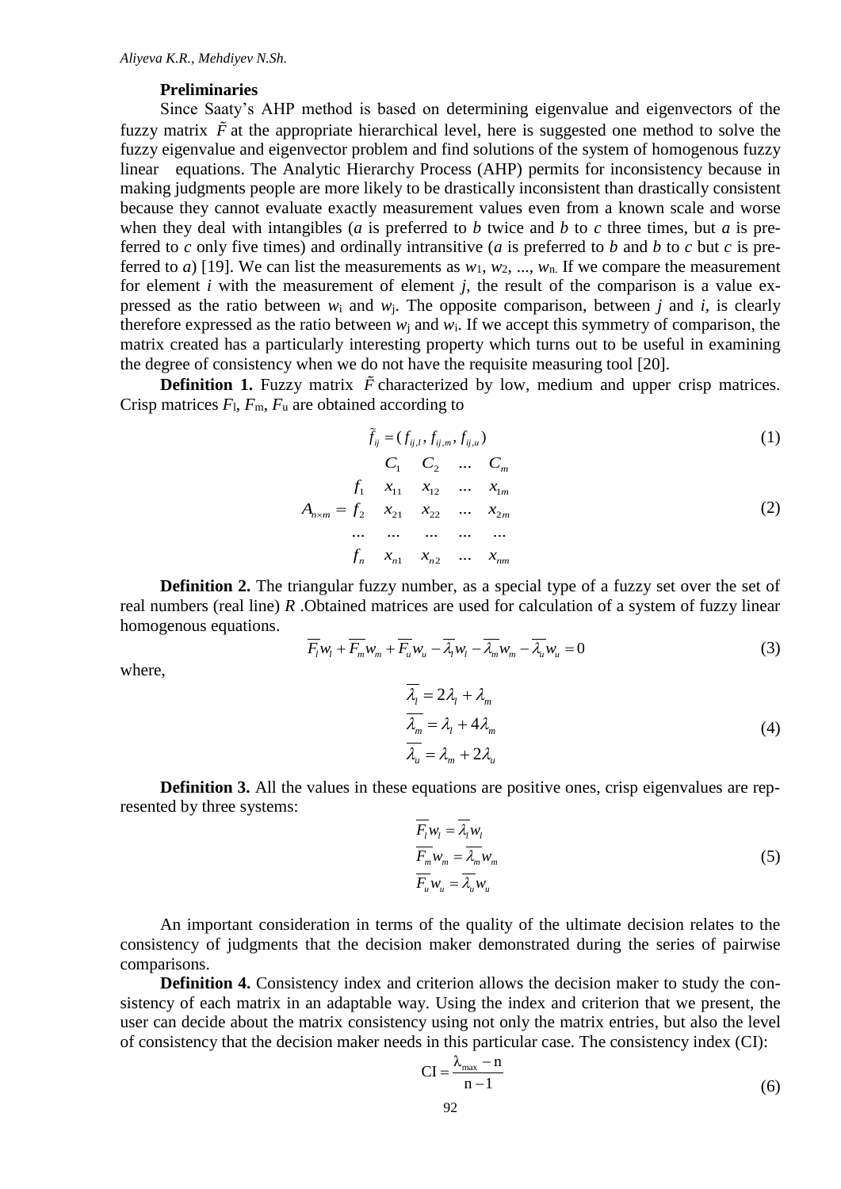**Preliminaries**

Since Saaty's AHP method is based on determining eigenvalue and eigenvectors of the fuzzy matrix $\tilde{F}$ at the appropriate hierarchical level, here is suggested one method to solve the fuzzy eigenvalue and eigenvector problem and find solutions of the system of homogenous fuzzy linear equations. The Analytic Hierarchy Process (AHP) permits for inconsistency because in making judgments people are more likely to be drastically inconsistent than drastically consistent because they cannot evaluate exactly measurement values even from a known scale and worse when they deal with intangibles (*a* is preferred to *b* twice and *b* to *c* three times, but *a* is preferred to *c* only five times) and ordinally intransitive (*a* is preferred to *b* and *b* to *c* but *c* is preferred to *a*) [19]. We can list the measurements as $w_1, w_2, ..., w_n$. If we compare the measurement for element *i* with the measurement of element *j*, the result of the comparison is a value expressed as the ratio between $w_i$ and $w_j$. The opposite comparison, between *j* and *i*, is clearly therefore expressed as the ratio between $w_j$ and $w_i$. If we accept this symmetry of comparison, the matrix created has a particularly interesting property which turns out to be useful in examining the degree of consistency when we do not have the requisite measuring tool [20].

**Definition 1.** Fuzzy matrix $\tilde{F}$ characterized by low, medium and upper crisp matrices. Crisp matrices $F_l$, $F_m$, $F_u$ are obtained according to

$$\tilde{f}_{ij} = (f_{ij,l}, f_{ij,m}, f_{ij,u}) \tag{1}$$

$$A_{n\times m} = \begin{array}{c|cccc} & C_1 & C_2 & \dots & C_m \\ f_1 & x_{11} & x_{12} & \dots & x_{1m} \\ f_2 & x_{21} & x_{22} & \dots & x_{2m} \\ \dots & \dots & \dots & \dots & \dots \\ f_n & x_{n1} & x_{n2} & \dots & x_{nm} \end{array} \tag{2}$$

**Definition 2.** The triangular fuzzy number, as a special type of a fuzzy set over the set of real numbers (real line) $R$ .Obtained matrices are used for calculation of a system of fuzzy linear homogenous equations.

$$\overline{F_l} w_l + \overline{F_m} w_m + \overline{F_u} w_u - \overline{\lambda_l} w_l - \overline{\lambda_m} w_m - \overline{\lambda_u} w_u = 0 \tag{3}$$

where,

$$\begin{aligned} \overline{\lambda_l} &= 2\lambda_l + \lambda_m \\ \overline{\lambda_m} &= \lambda_l + 4\lambda_m \\ \overline{\lambda_u} &= \lambda_m + 2\lambda_u \end{aligned} \tag{4}$$

**Definition 3.** All the values in these equations are positive ones, crisp eigenvalues are represented by three systems:

$$\begin{aligned} \overline{F_l} w_l &= \overline{\lambda_l} w_l \\ \overline{F_m} w_m &= \overline{\lambda_m} w_m \\ \overline{F_u} w_u &= \overline{\lambda_u} w_u \end{aligned} \tag{5}$$

An important consideration in terms of the quality of the ultimate decision relates to the consistency of judgments that the decision maker demonstrated during the series of pairwise comparisons.

**Definition 4.** Consistency index and criterion allows the decision maker to study the consistency of each matrix in an adaptable way. Using the index and criterion that we present, the user can decide about the matrix consistency using not only the matrix entries, but also the level of consistency that the decision maker needs in this particular case. The consistency index (CI):

$$\mathrm{CI} = \frac{\lambda_{\max} - n}{n - 1} \tag{6}$$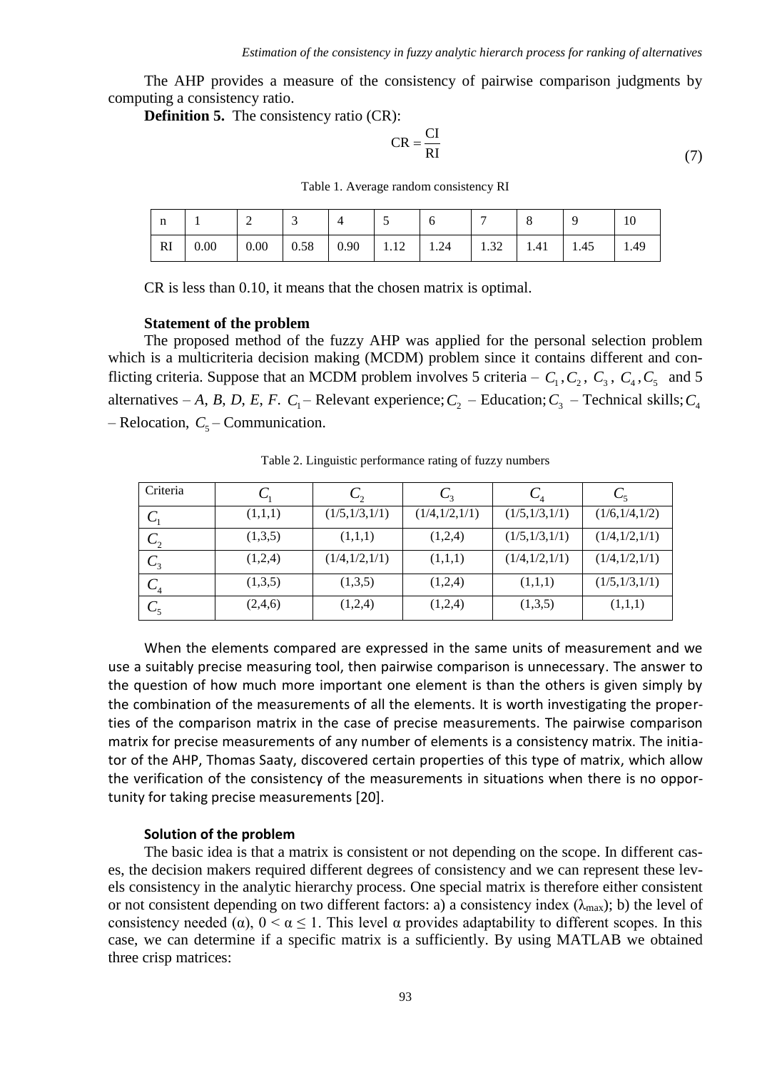The AHP provides a measure of the consistency of pairwise comparison judgments by computing a consistency ratio.

**Definition 5.** The consistency ratio (CR):

$$\text{CR} = \frac{\text{CI}}{\text{RI}} \tag{7}$$

Table 1. Average random consistency RI

| n | 1 | 2 | 3 | 4 | 5 | 6 | 7 | 8 | 9 | 10 |
|---|---|---|---|---|---|---|---|---|---|---|
| RI | 0.00 | 0.00 | 0.58 | 0.90 | 1.12 | 1.24 | 1.32 | 1.41 | 1.45 | 1.49 |

CR is less than 0.10, it means that the chosen matrix is optimal.

**Statement of the problem**

The proposed method of the fuzzy AHP was applied for the personal selection problem which is a multicriteria decision making (MCDM) problem since it contains different and conflicting criteria. Suppose that an MCDM problem involves 5 criteria – $C_1, C_2, C_3, C_4, C_5$ and 5 alternatives – *A*, *B*, *D*, *E*, *F*. $C_1$ – Relevant experience; $C_2$ – Education; $C_3$ – Technical skills; $C_4$ – Relocation, $C_5$ – Communication.

Table 2. Linguistic performance rating of fuzzy numbers

| Criteria | $C_1$ | $C_2$ | $C_3$ | $C_4$ | $C_5$ |
|---|---|---|---|---|---|
| $C_1$ | (1,1,1) | (1/5,1/3,1/1) | (1/4,1/2,1/1) | (1/5,1/3,1/1) | (1/6,1/4,1/2) |
| $C_2$ | (1,3,5) | (1,1,1) | (1,2,4) | (1/5,1/3,1/1) | (1/4,1/2,1/1) |
| $C_3$ | (1,2,4) | (1/4,1/2,1/1) | (1,1,1) | (1/4,1/2,1/1) | (1/4,1/2,1/1) |
| $C_4$ | (1,3,5) | (1,3,5) | (1,2,4) | (1,1,1) | (1/5,1/3,1/1) |
| $C_5$ | (2,4,6) | (1,2,4) | (1,2,4) | (1,3,5) | (1,1,1) |

When the elements compared are expressed in the same units of measurement and we use a suitably precise measuring tool, then pairwise comparison is unnecessary. The answer to the question of how much more important one element is than the others is given simply by the combination of the measurements of all the elements. It is worth investigating the properties of the comparison matrix in the case of precise measurements. The pairwise comparison matrix for precise measurements of any number of elements is a consistency matrix. The initiator of the AHP, Thomas Saaty, discovered certain properties of this type of matrix, which allow the verification of the consistency of the measurements in situations when there is no opportunity for taking precise measurements [20].

**Solution of the problem**

The basic idea is that a matrix is consistent or not depending on the scope. In different cases, the decision makers required different degrees of consistency and we can represent these levels consistency in the analytic hierarchy process. One special matrix is therefore either consistent or not consistent depending on two different factors: a) a consistency index ($\lambda_{max}$); b) the level of consistency needed ($\alpha$), $0 < \alpha \leq 1$. This level $\alpha$ provides adaptability to different scopes. In this case, we can determine if a specific matrix is a sufficiently. By using MATLAB we obtained three crisp matrices: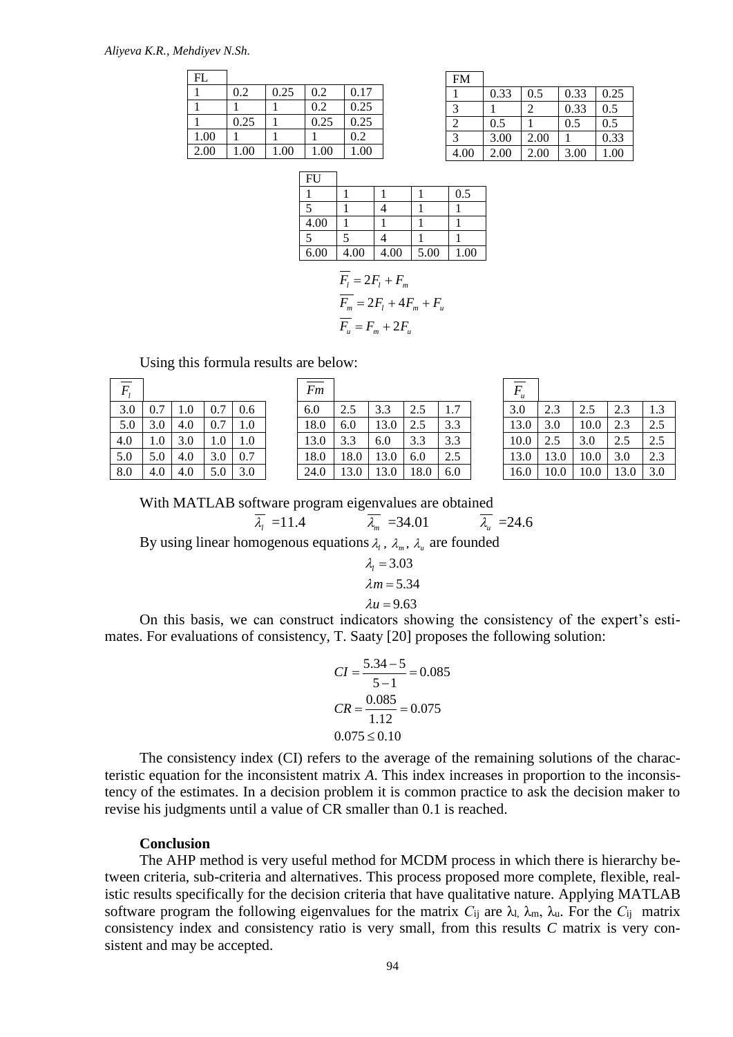| FL | | | | |
|---|---|---|---|---|
| 1 | 0.2 | 0.25 | 0.2 | 0.17 |
| 1 | 1 | 1 | 0.2 | 0.25 |
| 1 | 0.25 | 1 | 0.25 | 0.25 |
| 1.00 | 1 | 1 | 1 | 0.2 |
| 2.00 | 1.00 | 1.00 | 1.00 | 1.00 |

| FM | | | | |
|---|---|---|---|---|
| 1 | 0.33 | 0.5 | 0.33 | 0.25 |
| 3 | 1 | 2 | 0.33 | 0.5 |
| 2 | 0.5 | 1 | 0.5 | 0.5 |
| 3 | 3.00 | 2.00 | 1 | 0.33 |
| 4.00 | 2.00 | 2.00 | 3.00 | 1.00 |

| FU | | | | |
|---|---|---|---|---|
| 1 | 1 | 1 | 1 | 0.5 |
| 5 | 1 | 4 | 1 | 1 |
| 4.00 | 1 | 1 | 1 | 1 |
| 5 | 5 | 4 | 1 | 1 |
| 6.00 | 4.00 | 4.00 | 5.00 | 1.00 |

$$\overline{F_l} = 2F_l + F_m$$

$$\overline{F_m} = 2F_l + 4F_m + F_u$$

$$\overline{F_u} = F_m + 2F_u$$

Using this formula results are below:

| $\overline{F_l}$ | | | | |
|---|---|---|---|---|
| 3.0 | 0.7 | 1.0 | 0.7 | 0.6 |
| 5.0 | 3.0 | 4.0 | 0.7 | 1.0 |
| 4.0 | 1.0 | 3.0 | 1.0 | 1.0 |
| 5.0 | 5.0 | 4.0 | 3.0 | 0.7 |
| 8.0 | 4.0 | 4.0 | 5.0 | 3.0 |

| $\overline{Fm}$ | | | | |
|---|---|---|---|---|
| 6.0 | 2.5 | 3.3 | 2.5 | 1.7 |
| 18.0 | 6.0 | 13.0 | 2.5 | 3.3 |
| 13.0 | 3.3 | 6.0 | 3.3 | 3.3 |
| 18.0 | 18.0 | 13.0 | 6.0 | 2.5 |
| 24.0 | 13.0 | 13.0 | 18.0 | 6.0 |

| $\overline{F_u}$ | | | | |
|---|---|---|---|---|
| 3.0 | 2.3 | 2.5 | 2.3 | 1.3 |
| 13.0 | 3.0 | 10.0 | 2.3 | 2.5 |
| 10.0 | 2.5 | 3.0 | 2.5 | 2.5 |
| 13.0 | 13.0 | 10.0 | 3.0 | 2.3 |
| 16.0 | 10.0 | 10.0 | 13.0 | 3.0 |

With MATLAB software program eigenvalues are obtained

$$\overline{\lambda_l} = 11.4 \qquad \overline{\lambda_m} = 34.01 \qquad \overline{\lambda_u} = 24.6$$

By using linear homogenous equations $\lambda_l$, $\lambda_m$, $\lambda_u$ are founded

$$\lambda_l = 3.03$$

$$\lambda m = 5.34$$

$$\lambda u = 9.63$$

On this basis, we can construct indicators showing the consistency of the expert's estimates. For evaluations of consistency, T. Saaty [20] proposes the following solution:

$$CI = \frac{5.34 - 5}{5 - 1} = 0.085$$

$$CR = \frac{0.085}{1.12} = 0.075$$

$$0.075 \leq 0.10$$

The consistency index (CI) refers to the average of the remaining solutions of the characteristic equation for the inconsistent matrix *A*. This index increases in proportion to the inconsistency of the estimates. In a decision problem it is common practice to ask the decision maker to revise his judgments until a value of CR smaller than 0.1 is reached.

**Conclusion**

The AHP method is very useful method for MCDM process in which there is hierarchy between criteria, sub-criteria and alternatives. This process proposed more complete, flexible, realistic results specifically for the decision criteria that have qualitative nature. Applying MATLAB software program the following eigenvalues for the matrix $C_{ij}$ are $\lambda_l$, $\lambda_m$, $\lambda_u$. For the $C_{ij}$ matrix consistency index and consistency ratio is very small, from this results *C* matrix is very consistent and may be accepted.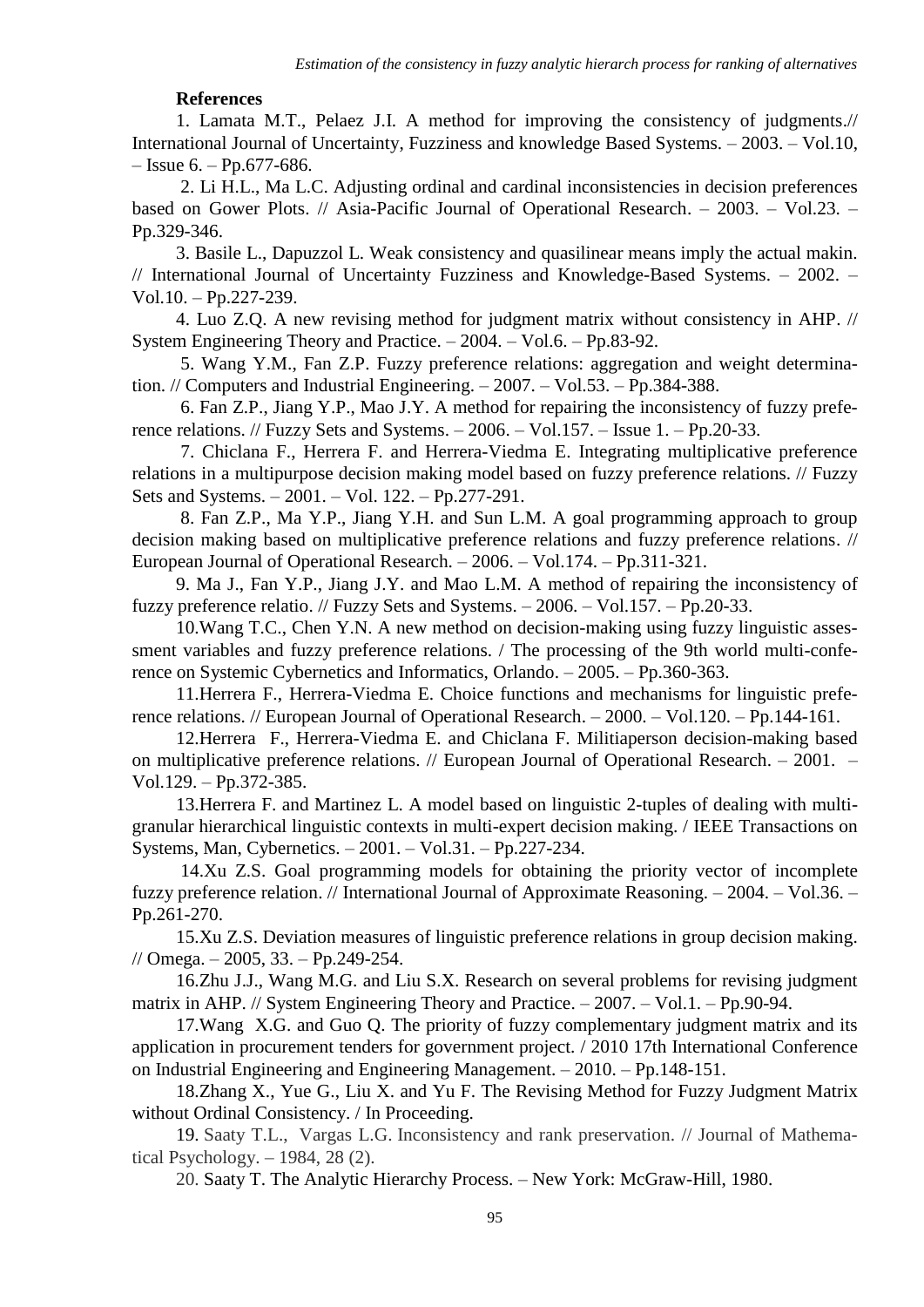**References**

1. Lamata M.T., Pelaez J.I. A method for improving the consistency of judgments.// International Journal of Uncertainty, Fuzziness and knowledge Based Systems. – 2003. – Vol.10, – Issue 6. – Pp.677-686.

2. Li H.L., Ma L.C. Adjusting ordinal and cardinal inconsistencies in decision preferences based on Gower Plots. // Asia-Pacific Journal of Operational Research. – 2003. – Vol.23. – Pp.329-346.

3. Basile L., Dapuzzol L. Weak consistency and quasilinear means imply the actual makin. // International Journal of Uncertainty Fuzziness and Knowledge-Based Systems. – 2002. – Vol.10. – Pp.227-239.

4. Luo Z.Q. A new revising method for judgment matrix without consistency in AHP. // System Engineering Theory and Practice. – 2004. – Vol.6. – Pp.83-92.

5. Wang Y.M., Fan Z.P. Fuzzy preference relations: aggregation and weight determination. // Computers and Industrial Engineering. – 2007. – Vol.53. – Pp.384-388.

6. Fan Z.P., Jiang Y.P., Mao J.Y. A method for repairing the inconsistency of fuzzy preference relations. // Fuzzy Sets and Systems. – 2006. – Vol.157. – Issue 1. – Pp.20-33.

7. Chiclana F., Herrera F. and Herrera-Viedma E. Integrating multiplicative preference relations in a multipurpose decision making model based on fuzzy preference relations. // Fuzzy Sets and Systems. – 2001. – Vol. 122. – Pp.277-291.

8. Fan Z.P., Ma Y.P., Jiang Y.H. and Sun L.M. A goal programming approach to group decision making based on multiplicative preference relations and fuzzy preference relations. // European Journal of Operational Research. – 2006. – Vol.174. – Pp.311-321.

9. Ma J., Fan Y.P., Jiang J.Y. and Mao L.M. A method of repairing the inconsistency of fuzzy preference relatio. // Fuzzy Sets and Systems. – 2006. – Vol.157. – Pp.20-33.

10. Wang T.C., Chen Y.N. A new method on decision-making using fuzzy linguistic assessment variables and fuzzy preference relations. / The processing of the 9th world multi-conference on Systemic Cybernetics and Informatics, Orlando. – 2005. – Pp.360-363.

11. Herrera F., Herrera-Viedma E. Choice functions and mechanisms for linguistic preference relations. // European Journal of Operational Research. – 2000. – Vol.120. – Pp.144-161.

12. Herrera F., Herrera-Viedma E. and Chiclana F. Militiaperson decision-making based on multiplicative preference relations. // European Journal of Operational Research. – 2001. – Vol.129. – Pp.372-385.

13. Herrera F. and Martinez L. A model based on linguistic 2-tuples of dealing with multigranular hierarchical linguistic contexts in multi-expert decision making. / IEEE Transactions on Systems, Man, Cybernetics. – 2001. – Vol.31. – Pp.227-234.

14. Xu Z.S. Goal programming models for obtaining the priority vector of incomplete fuzzy preference relation. // International Journal of Approximate Reasoning. – 2004. – Vol.36. – Pp.261-270.

15. Xu Z.S. Deviation measures of linguistic preference relations in group decision making. // Omega. – 2005, 33. – Pp.249-254.

16. Zhu J.J., Wang M.G. and Liu S.X. Research on several problems for revising judgment matrix in AHP. // System Engineering Theory and Practice. – 2007. – Vol.1. – Pp.90-94.

17. Wang X.G. and Guo Q. The priority of fuzzy complementary judgment matrix and its application in procurement tenders for government project. / 2010 17th International Conference on Industrial Engineering and Engineering Management. – 2010. – Pp.148-151.

18. Zhang X., Yue G., Liu X. and Yu F. The Revising Method for Fuzzy Judgment Matrix without Ordinal Consistency. / In Proceeding.

19. Saaty T.L., Vargas L.G. Inconsistency and rank preservation. // Journal of Mathematical Psychology. – 1984, 28 (2).

20. Saaty T. The Analytic Hierarchy Process. – New York: McGraw-Hill, 1980.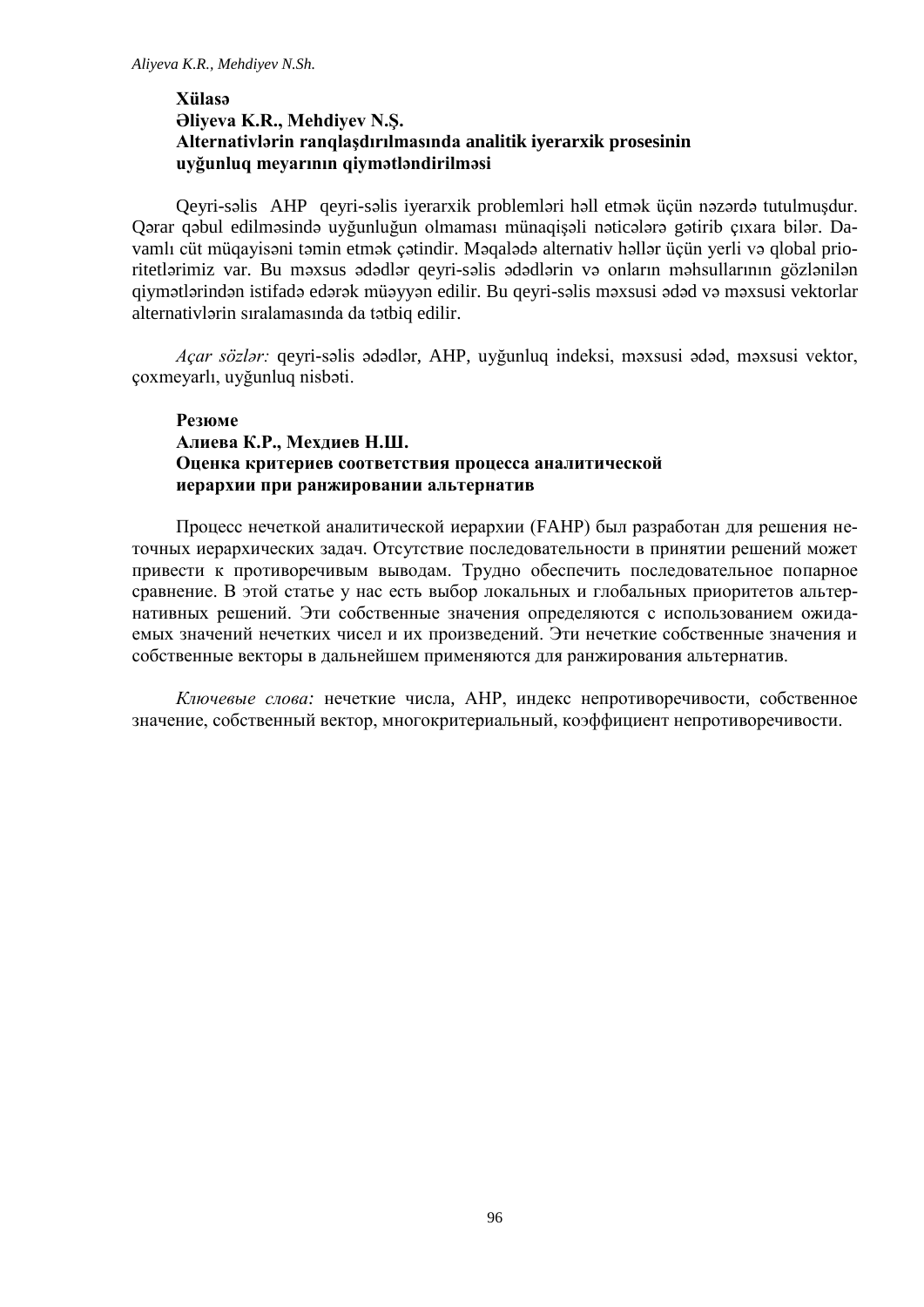**Xülasə**
**Əliyeva K.R., Mehdiyev N.Ş.**
**Alternativlərin ranqlaşdırılmasında analitik iyerarxik prosesinin uyğunluq meyarının qiymətləndirilməsi**

Qeyri-səlis AHP qeyri-səlis iyerarxik problemləri həll etmək üçün nəzərdə tutulmuşdur. Qərar qəbul edilməsində uyğunluğun olmaması münaqişəli nəticələrə gətirib çıxara bilər. Davamlı cüt müqayisəni təmin etmək çətindir. Məqalədə alternativ həllər üçün yerli və qlobal prioritetlərimiz var. Bu məxsus ədədlər qeyri-səlis ədədlərin və onların məhsullarının gözlənilən qiymətlərindən istifadə edərək müəyyən edilir. Bu qeyri-səlis məxsusi ədəd və məxsusi vektorlar alternativlərin sıralamasında da tətbiq edilir.

*Açar sözlər:* qeyri-səlis ədədlər, AHP, uyğunluq indeksi, məxsusi ədəd, məxsusi vektor, çoxmeyarlı, uyğunluq nisbəti.

**Резюме**
**Алиева К.Р., Мехдиев Н.Ш.**
**Оценка критериев соответствия процесса аналитической иерархии при ранжировании альтернатив**

Процесс нечеткой аналитической иерархии (FAHP) был разработан для решения неточных иерархических задач. Отсутствие последовательности в принятии решений может привести к противоречивым выводам. Трудно обеспечить последовательное попарное сравнение. В этой статье у нас есть выбор локальных и глобальных приоритетов альтернативных решений. Эти собственные значения определяются с использованием ожидаемых значений нечетких чисел и их произведений. Эти нечеткие собственные значения и собственные векторы в дальнейшем применяются для ранжирования альтернатив.

*Ключевые слова:* нечеткие числа, AHP, индекс непротиворечивости, собственное значение, собственный вектор, многокритериальный, коэффициент непротиворечивости.